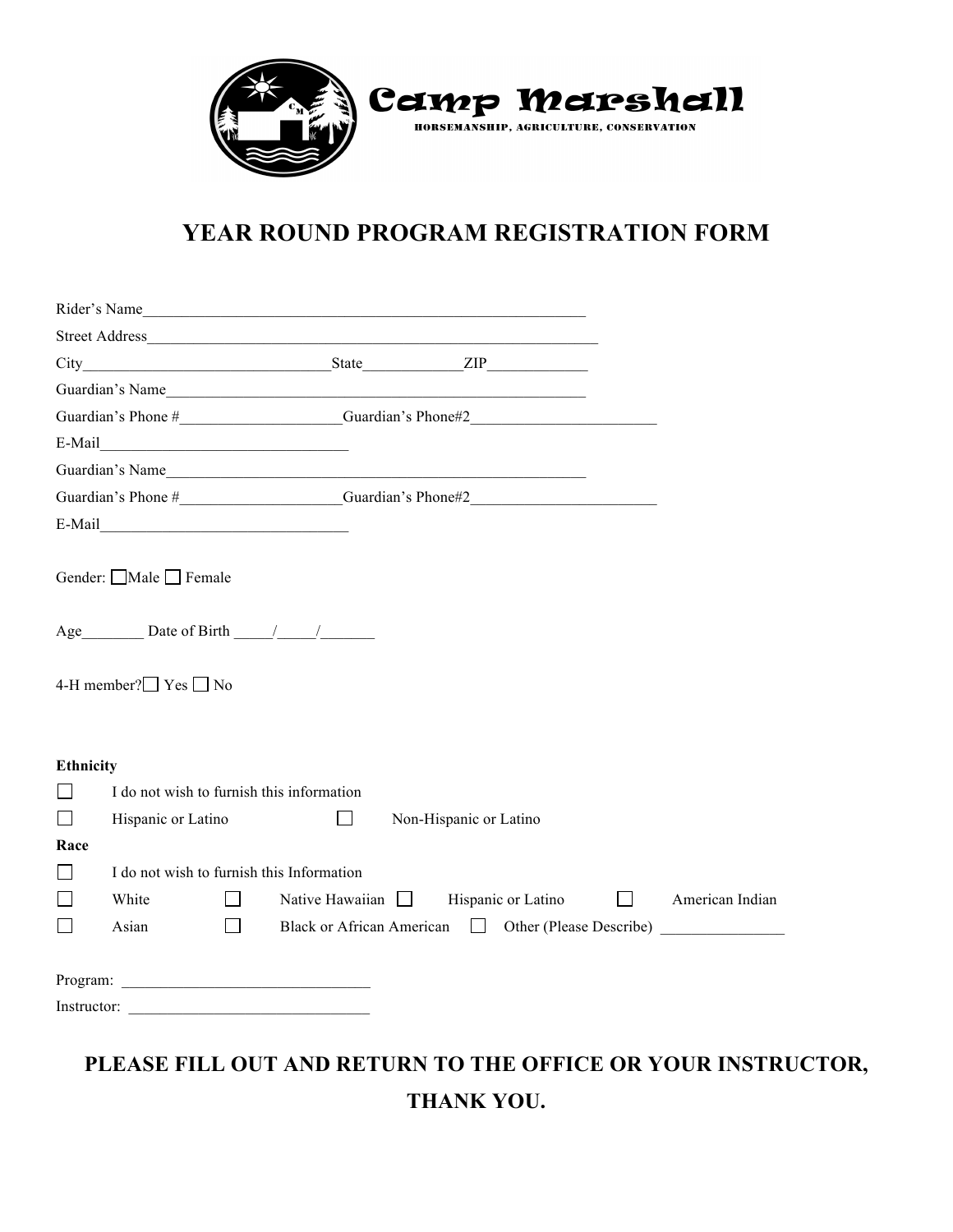**Camp Marshall**

HORSEMANSHIP, AGRICULTURE, CONSERVATION

# YEAR ROUND PROGRAM REGISTRATION FORM

Rider's Name_______________________________________________________

Street Address_______________________________________________________

City_______________________________State_____________ZIP_____________

Guardian's Name_____________________________________________________

Guardian's Phone #____________________Guardian's Phone#2_______________________

E-Mail_______________________________

Guardian's Name_____________________________________________________

Guardian's Phone #____________________Guardian's Phone#2_______________________

E-Mail_______________________________

Gender: ☐ Male ☐ Female

Age________ Date of Birth _____/_____/_______

4-H member? ☐ Yes ☐ No

**Ethnicity**

☐ I do not wish to furnish this information

☐ Hispanic or Latino ☐ Non-Hispanic or Latino

**Race**

☐ I do not wish to furnish this Information

☐ White ☐ Native Hawaiian ☐ Hispanic or Latino ☐ American Indian

☐ Asian ☐ Black or African American ☐ Other (Please Describe) _______________

Program: _______________________________

Instructor: _______________________________

**PLEASE FILL OUT AND RETURN TO THE OFFICE OR YOUR INSTRUCTOR, THANK YOU.**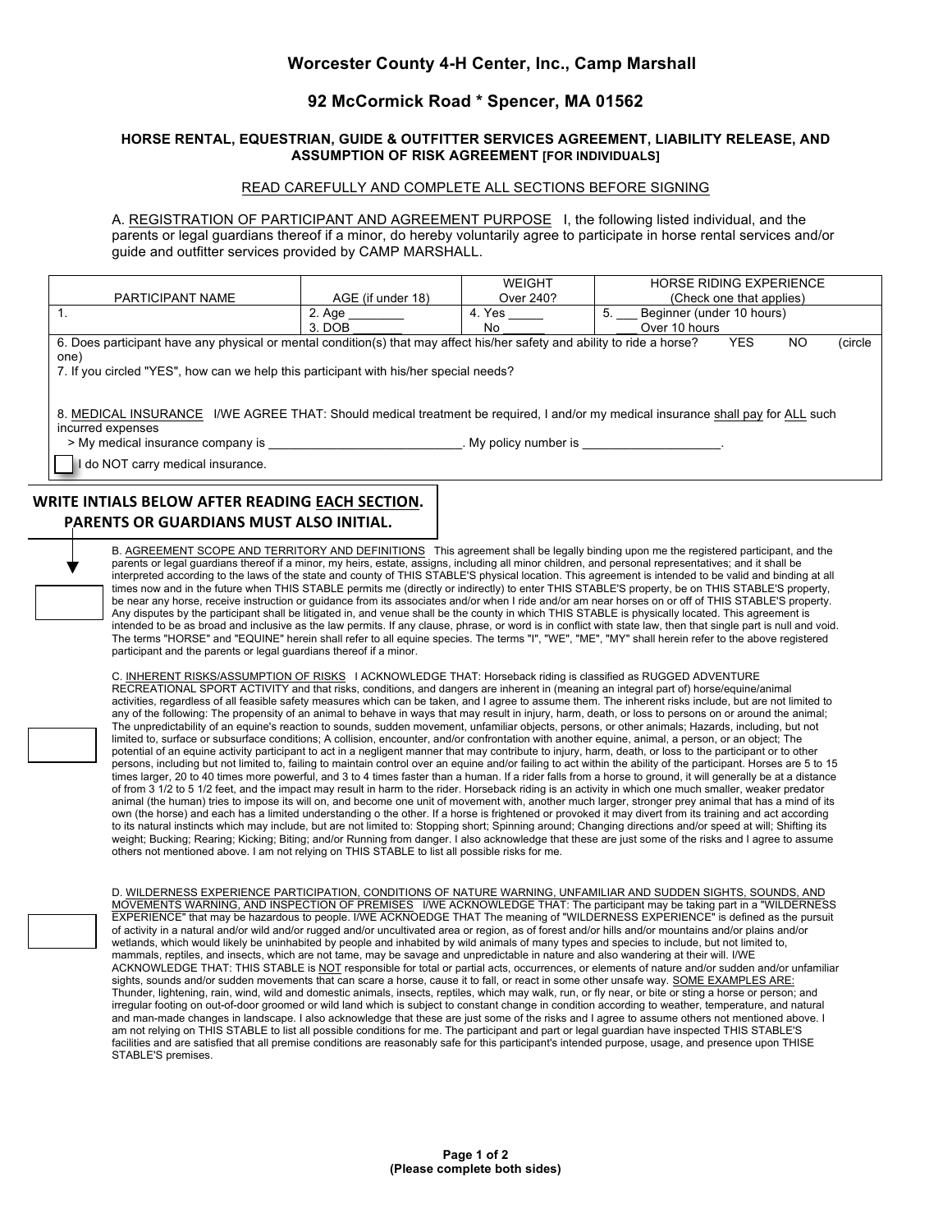# Worcester County 4-H Center, Inc., Camp Marshall

## 92 McCormick Road * Spencer, MA 01562

### HORSE RENTAL, EQUESTRIAN, GUIDE & OUTFITTER SERVICES AGREEMENT, LIABILITY RELEASE, AND ASSUMPTION OF RISK AGREEMENT [FOR INDIVIDUALS]

READ CAREFULLY AND COMPLETE ALL SECTIONS BEFORE SIGNING

A. REGISTRATION OF PARTICIPANT AND AGREEMENT PURPOSE I, the following listed individual, and the parents or legal guardians thereof if a minor, do hereby voluntarily agree to participate in horse rental services and/or guide and outfitter services provided by CAMP MARSHALL.

| PARTICIPANT NAME | AGE (if under 18) | WEIGHT Over 240? | HORSE RIDING EXPERIENCE (Check one that applies) |
|---|---|---|---|
| 1. | 2. Age ________ 3. DOB ________ | 4. Yes _____ No ______ | 5. ___ Beginner (under 10 hours) ___ Over 10 hours |

6. Does participant have any physical or mental condition(s) that may affect his/her safety and ability to ride a horse? YES NO (circle one)

7. If you circled "YES", how can we help this participant with his/her special needs?

8. MEDICAL INSURANCE I/WE AGREE THAT: Should medical treatment be required, I and/or my medical insurance shall pay for ALL such incurred expenses

> My medical insurance company is ___________________________. My policy number is ___________________.

☐ I do NOT carry medical insurance.

**WRITE INTIALS BELOW AFTER READING EACH SECTION. PARENTS OR GUARDIANS MUST ALSO INITIAL.**

B. AGREEMENT SCOPE AND TERRITORY AND DEFINITIONS This agreement shall be legally binding upon me the registered participant, and the parents or legal guardians thereof if a minor, my heirs, estate, assigns, including all minor children, and personal representatives; and it shall be interpreted according to the laws of the state and county of THIS STABLE'S physical location. This agreement is intended to be valid and binding at all times now and in the future when THIS STABLE permits me (directly or indirectly) to enter THIS STABLE'S property, be on THIS STABLE'S property, be near any horse, receive instruction or guidance from its associates and/or when I ride and/or am near horses on or off of THIS STABLE'S property. Any disputes by the participant shall be litigated in, and venue shall be the county in which THIS STABLE is physically located. This agreement is intended to be as broad and inclusive as the law permits. If any clause, phrase, or word is in conflict with state law, then that single part is null and void. The terms "HORSE" and "EQUINE" herein shall refer to all equine species. The terms "I", "WE", "ME", "MY" shall herein refer to the above registered participant and the parents or legal guardians thereof if a minor.

C. INHERENT RISKS/ASSUMPTION OF RISKS I ACKNOWLEDGE THAT: Horseback riding is classified as RUGGED ADVENTURE RECREATIONAL SPORT ACTIVITY and that risks, conditions, and dangers are inherent in (meaning an integral part of) horse/equine/animal activities, regardless of all feasible safety measures which can be taken, and I agree to assume them. The inherent risks include, but are not limited to any of the following: The propensity of an animal to behave in ways that may result in injury, harm, death, or loss to persons on or around the animal; The unpredictability of an equine's reaction to sounds, sudden movement, unfamiliar objects, persons, or other animals; Hazards, including, but not limited to, surface or subsurface conditions; A collision, encounter, and/or confrontation with another equine, animal, a person, or an object; The potential of an equine activity participant to act in a negligent manner that may contribute to injury, harm, death, or loss to the participant or to other persons, including but not limited to, failing to maintain control over an equine and/or failing to act within the ability of the participant. Horses are 5 to 15 times larger, 20 to 40 times more powerful, and 3 to 4 times faster than a human. If a rider falls from a horse to ground, it will generally be at a distance of from 3 1/2 to 5 1/2 feet, and the impact may result in harm to the rider. Horseback riding is an activity in which one much smaller, weaker predator animal (the human) tries to impose its will on, and become one unit of movement with, another much larger, stronger prey animal that has a mind of its own (the horse) and each has a limited understanding o the other. If a horse is frightened or provoked it may divert from its training and act according to its natural instincts which may include, but are not limited to: Stopping short; Spinning around; Changing directions and/or speed at will; Shifting its weight; Bucking; Rearing; Kicking; Biting; and/or Running from danger. I also acknowledge that these are just some of the risks and I agree to assume others not mentioned above. I am not relying on THIS STABLE to list all possible risks for me.

D. WILDERNESS EXPERIENCE PARTICIPATION, CONDITIONS OF NATURE WARNING, UNFAMILIAR AND SUDDEN SIGHTS, SOUNDS, AND MOVEMENTS WARNING, AND INSPECTION OF PREMISES I/WE ACKNOWLEDGE THAT: The participant may be taking part in a "WILDERNESS EXPERIENCE" that may be hazardous to people. I/WE ACKNOEDGE THAT The meaning of "WILDERNESS EXPERIENCE" is defined as the pursuit of activity in a natural and/or wild and/or rugged and/or uncultivated area or region, as of forest and/or hills and/or mountains and/or plains and/or wetlands, which would likely be uninhabited by people and inhabited by wild animals of many types and species to include, but not limited to, mammals, reptiles, and insects, which are not tame, may be savage and unpredictable in nature and also wandering at their will. I/WE ACKNOWLEDGE THAT: THIS STABLE is NOT responsible for total or partial acts, occurrences, or elements of nature and/or sudden and/or unfamiliar sights, sounds and/or sudden movements that can scare a horse, cause it to fall, or react in some other unsafe way. SOME EXAMPLES ARE: Thunder, lightening, rain, wind, wild and domestic animals, insects, reptiles, which may walk, run, or fly near, or bite or sting a horse or person; and irregular footing on out-of-door groomed or wild land which is subject to constant change in condition according to weather, temperature, and natural and man-made changes in landscape. I also acknowledge that these are just some of the risks and I agree to assume others not mentioned above. I am not relying on THIS STABLE to list all possible conditions for me. The participant and part or legal guardian have inspected THIS STABLE'S facilities and are satisfied that all premise conditions are reasonably safe for this participant's intended purpose, usage, and presence upon THISE STABLE'S premises.

(Please complete both sides)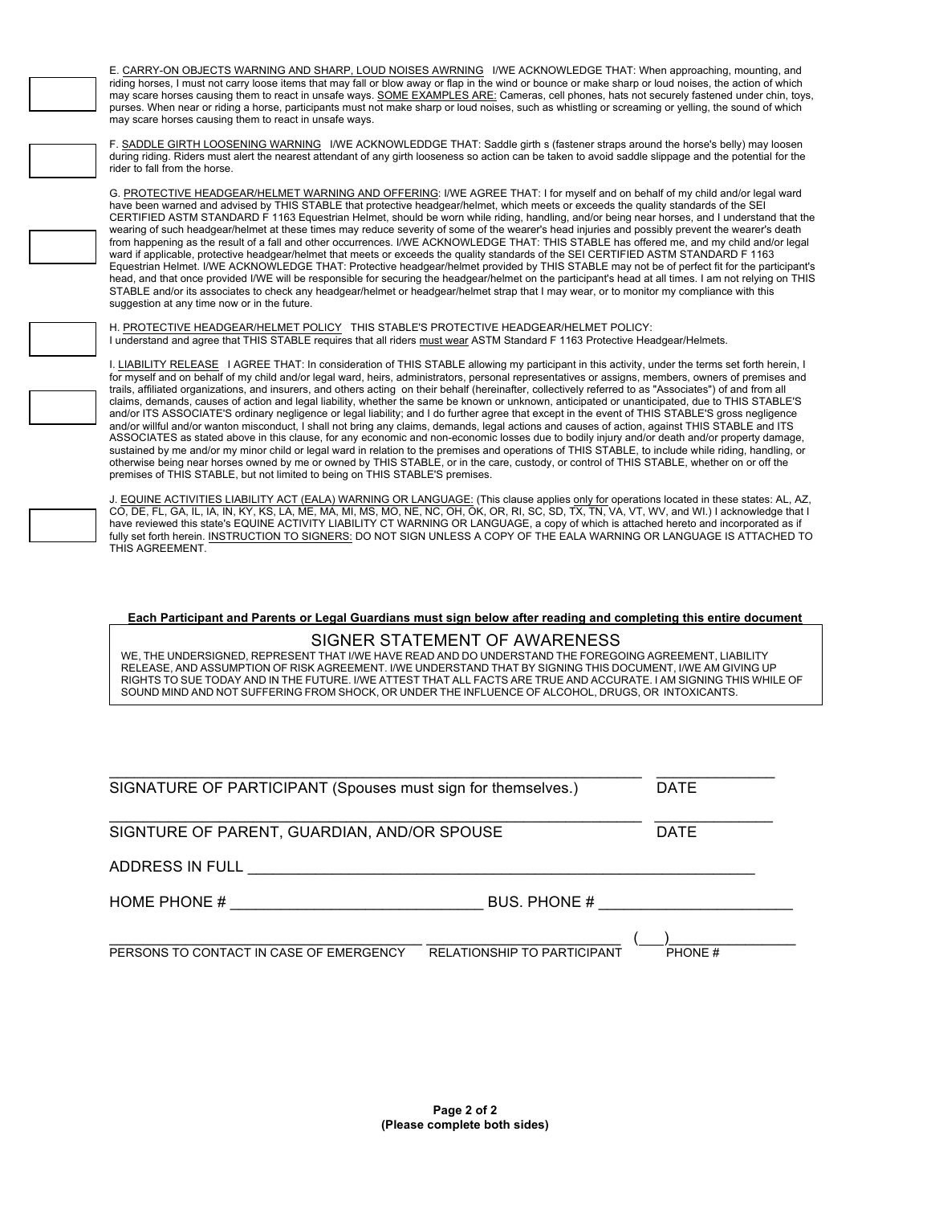E. CARRY-ON OBJECTS WARNING AND SHARP, LOUD NOISES AWRNING I/WE ACKNOWLEDGE THAT: When approaching, mounting, and riding horses, I must not carry loose items that may fall or blow away or flap in the wind or bounce or make sharp or loud noises, the action of which may scare horses causing them to react in unsafe ways. SOME EXAMPLES ARE: Cameras, cell phones, hats not securely fastened under chin, toys, purses. When near or riding a horse, participants must not make sharp or loud noises, such as whistling or screaming or yelling, the sound of which may scare horses causing them to react in unsafe ways.

F. SADDLE GIRTH LOOSENING WARNING I/WE ACKNOWLEDDGE THAT: Saddle girth s (fastener straps around the horse's belly) may loosen during riding. Riders must alert the nearest attendant of any girth looseness so action can be taken to avoid saddle slippage and the potential for the rider to fall from the horse.

G. PROTECTIVE HEADGEAR/HELMET WARNING AND OFFERING: I/WE AGREE THAT: I for myself and on behalf of my child and/or legal ward have been warned and advised by THIS STABLE that protective headgear/helmet, which meets or exceeds the quality standards of the SEI CERTIFIED ASTM STANDARD F 1163 Equestrian Helmet, should be worn while riding, handling, and/or being near horses, and I understand that the wearing of such headgear/helmet at these times may reduce severity of some of the wearer's head injuries and possibly prevent the wearer's death from happening as the result of a fall and other occurrences. I/WE ACKNOWLEDGE THAT: THIS STABLE has offered me, and my child and/or legal ward if applicable, protective headgear/helmet that meets or exceeds the quality standards of the SEI CERTIFIED ASTM STANDARD F 1163 Equestrian Helmet. I/WE ACKNOWLEDGE THAT: Protective headgear/helmet provided by THIS STABLE may not be of perfect fit for the participant's head, and that once provided I/WE will be responsible for securing the headgear/helmet on the participant's head at all times. I am not relying on THIS STABLE and/or its associates to check any headgear/helmet or headgear/helmet strap that I may wear, or to monitor my compliance with this suggestion at any time now or in the future.

H. PROTECTIVE HEADGEAR/HELMET POLICY THIS STABLE'S PROTECTIVE HEADGEAR/HELMET POLICY:
I understand and agree that THIS STABLE requires that all riders must wear ASTM Standard F 1163 Protective Headgear/Helmets.

I. LIABILITY RELEASE I AGREE THAT: In consideration of THIS STABLE allowing my participant in this activity, under the terms set forth herein, I for myself and on behalf of my child and/or legal ward, heirs, administrators, personal representatives or assigns, members, owners of premises and trails, affiliated organizations, and insurers, and others acting on their behalf (hereinafter, collectively referred to as "Associates") of and from all claims, demands, causes of action and legal liability, whether the same be known or unknown, anticipated or unanticipated, due to THIS STABLE'S and/or ITS ASSOCIATE'S ordinary negligence or legal liability; and I do further agree that except in the event of THIS STABLE'S gross negligence and/or willful and/or wanton misconduct, I shall not bring any claims, demands, legal actions and causes of action, against THIS STABLE and ITS ASSOCIATES as stated above in this clause, for any economic and non-economic losses due to bodily injury and/or death and/or property damage, sustained by me and/or my minor child or legal ward in relation to the premises and operations of THIS STABLE, to include while riding, handling, or otherwise being near horses owned by me or owned by THIS STABLE, or in the care, custody, or control of THIS STABLE, whether on or off the premises of THIS STABLE, but not limited to being on THIS STABLE'S premises.

J. EQUINE ACTIVITIES LIABILITY ACT (EALA) WARNING OR LANGUAGE: (This clause applies only for operations located in these states: AL, AZ, CO, DE, FL, GA, IL, IA, IN, KY, KS, LA, ME, MA, MI, MS, MO, NE, NC, OH, OK, OR, RI, SC, SD, TX, TN, VA, VT, WV, and WI.) I acknowledge that I have reviewed this state's EQUINE ACTIVITY LIABILITY CT WARNING OR LANGUAGE, a copy of which is attached hereto and incorporated as if fully set forth herein. INSTRUCTION TO SIGNERS: DO NOT SIGN UNLESS A COPY OF THE EALA WARNING OR LANGUAGE IS ATTACHED TO THIS AGREEMENT.

**Each Participant and Parents or Legal Guardians must sign below after reading and completing this entire document**

## SIGNER STATEMENT OF AWARENESS

WE, THE UNDERSIGNED, REPRESENT THAT I/WE HAVE READ AND DO UNDERSTAND THE FOREGOING AGREEMENT, LIABILITY RELEASE, AND ASSUMPTION OF RISK AGREEMENT. I/WE UNDERSTAND THAT BY SIGNING THIS DOCUMENT, I/WE AM GIVING UP RIGHTS TO SUE TODAY AND IN THE FUTURE. I/WE ATTEST THAT ALL FACTS ARE TRUE AND ACCURATE. I AM SIGNING THIS WHILE OF SOUND MIND AND NOT SUFFERING FROM SHOCK, OR UNDER THE INFLUENCE OF ALCOHOL, DRUGS, OR INTOXICANTS.

_______________________________________________ ______________
SIGNATURE OF PARTICIPANT (Spouses must sign for themselves.) DATE

_______________________________________________ ______________
SIGNTURE OF PARENT, GUARDIAN, AND/OR SPOUSE DATE

ADDRESS IN FULL _______________________________________________

HOME PHONE # ______________________ BUS. PHONE # ______________________

______________________________ ______________________ (___)______________
PERSONS TO CONTACT IN CASE OF EMERGENCY RELATIONSHIP TO PARTICIPANT PHONE #

**(Please complete both sides)**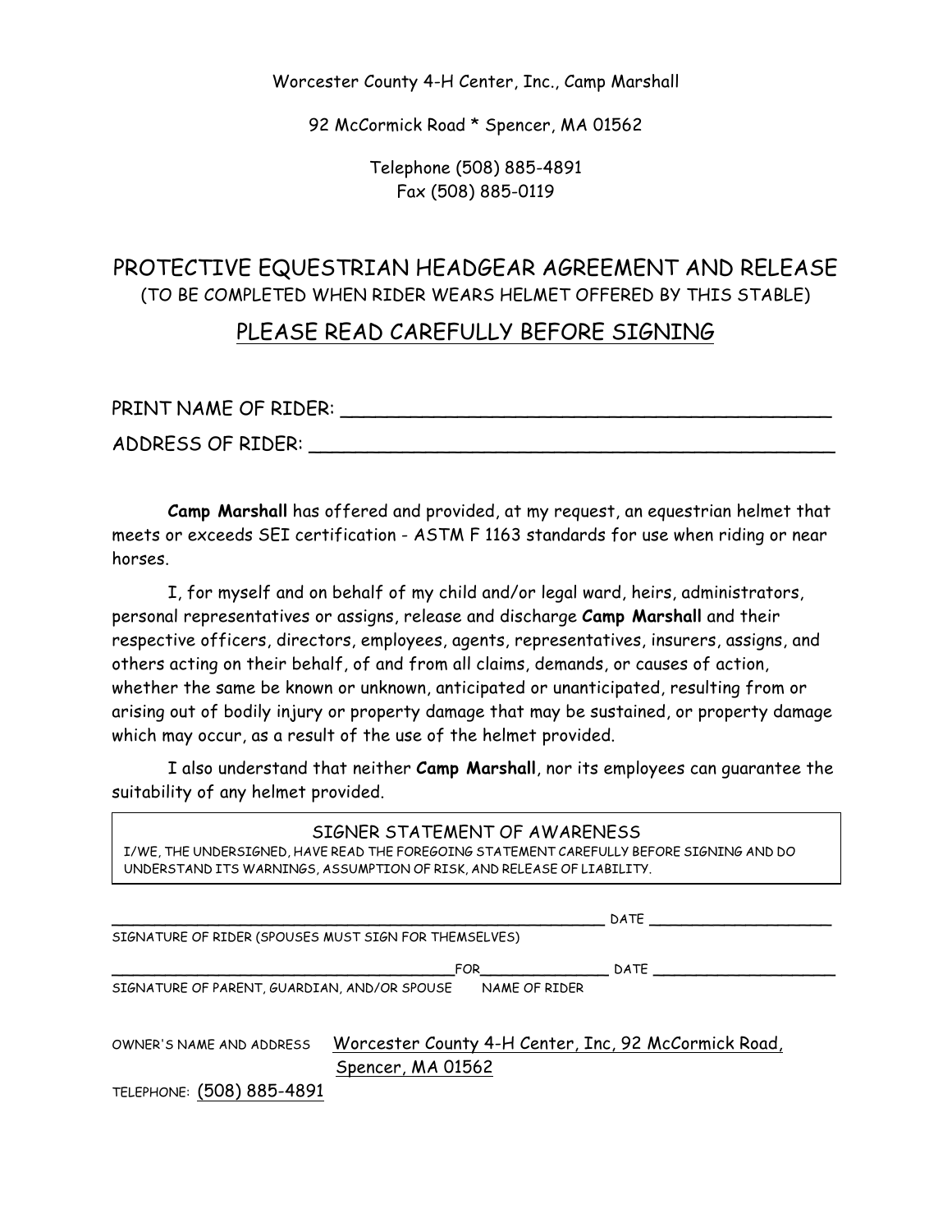Worcester County 4-H Center, Inc., Camp Marshall

92 McCormick Road * Spencer, MA 01562

Telephone (508) 885-4891
Fax (508) 885-0119

# PROTECTIVE EQUESTRIAN HEADGEAR AGREEMENT AND RELEASE

(TO BE COMPLETED WHEN RIDER WEARS HELMET OFFERED BY THIS STABLE)

## PLEASE READ CAREFULLY BEFORE SIGNING

PRINT NAME OF RIDER: ___________________________________________

ADDRESS OF RIDER: ______________________________________________

**Camp Marshall** has offered and provided, at my request, an equestrian helmet that meets or exceeds SEI certification - ASTM F 1163 standards for use when riding or near horses.

I, for myself and on behalf of my child and/or legal ward, heirs, administrators, personal representatives or assigns, release and discharge **Camp Marshall** and their respective officers, directors, employees, agents, representatives, insurers, assigns, and others acting on their behalf, of and from all claims, demands, or causes of action, whether the same be known or unknown, anticipated or unanticipated, resulting from or arising out of bodily injury or property damage that may be sustained, or property damage which may occur, as a result of the use of the helmet provided.

I also understand that neither **Camp Marshall**, nor its employees can guarantee the suitability of any helmet provided.

SIGNER STATEMENT OF AWARENESS

I/WE, THE UNDERSIGNED, HAVE READ THE FOREGOING STATEMENT CAREFULLY BEFORE SIGNING AND DO UNDERSTAND ITS WARNINGS, ASSUMPTION OF RISK, AND RELEASE OF LIABILITY.

_____________________________________________________ DATE ___________________

SIGNATURE OF RIDER (SPOUSES MUST SIGN FOR THEMSELVES)

_____________________________________FOR______________ DATE ___________________

SIGNATURE OF PARENT, GUARDIAN, AND/OR SPOUSE NAME OF RIDER

OWNER'S NAME AND ADDRESS Worcester County 4-H Center, Inc, 92 McCormick Road, Spencer, MA 01562

TELEPHONE: (508) 885-4891